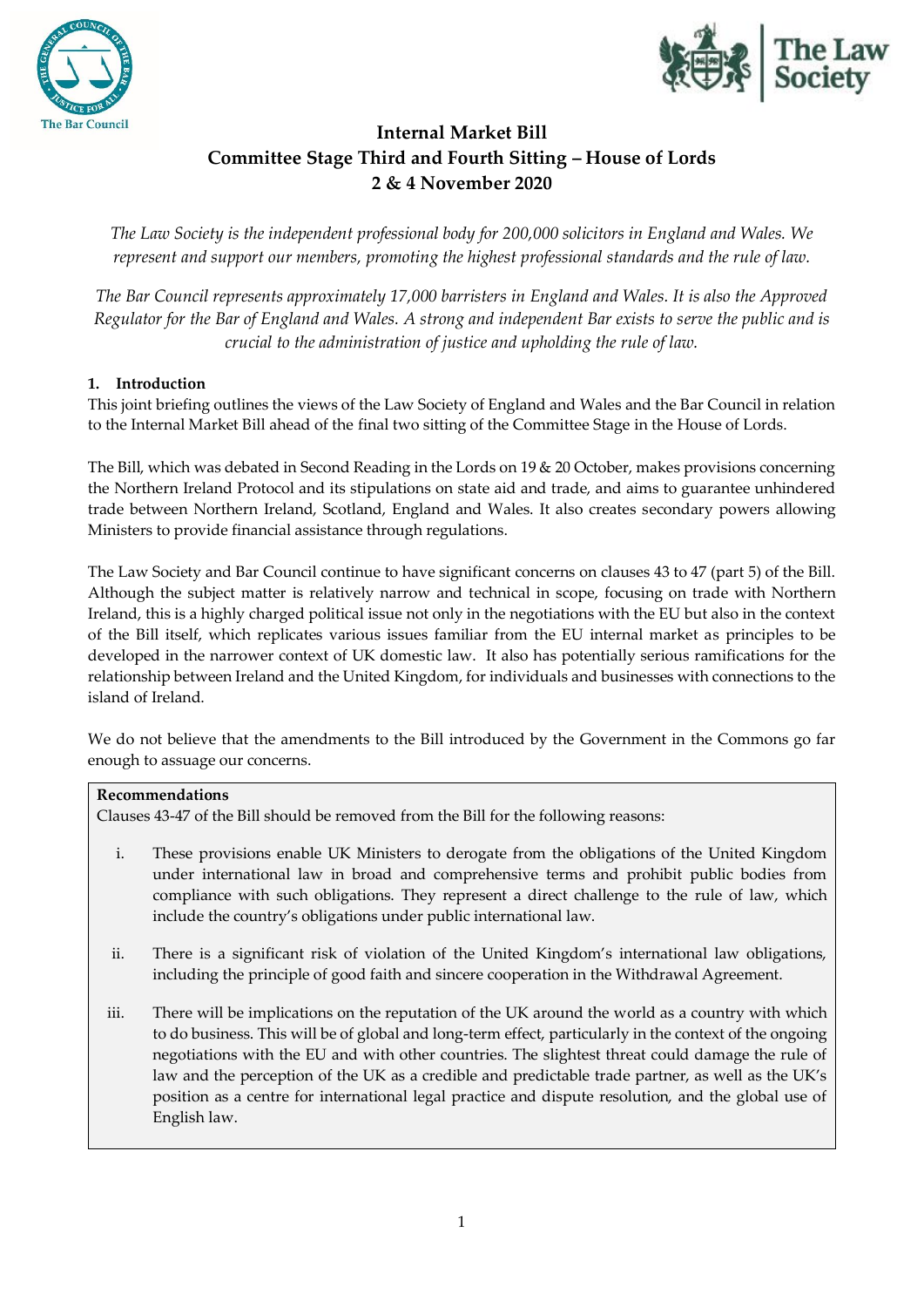# Internal Market Bill
## Committee Stage Third and Fourth Sitting – House of Lords
## 2 & 4 November 2020

*The Law Society is the independent professional body for 200,000 solicitors in England and Wales. We represent and support our members, promoting the highest professional standards and the rule of law.*

*The Bar Council represents approximately 17,000 barristers in England and Wales. It is also the Approved Regulator for the Bar of England and Wales. A strong and independent Bar exists to serve the public and is crucial to the administration of justice and upholding the rule of law.*

### 1. Introduction

This joint briefing outlines the views of the Law Society of England and Wales and the Bar Council in relation to the Internal Market Bill ahead of the final two sitting of the Committee Stage in the House of Lords.

The Bill, which was debated in Second Reading in the Lords on 19 & 20 October, makes provisions concerning the Northern Ireland Protocol and its stipulations on state aid and trade, and aims to guarantee unhindered trade between Northern Ireland, Scotland, England and Wales. It also creates secondary powers allowing Ministers to provide financial assistance through regulations.

The Law Society and Bar Council continue to have significant concerns on clauses 43 to 47 (part 5) of the Bill. Although the subject matter is relatively narrow and technical in scope, focusing on trade with Northern Ireland, this is a highly charged political issue not only in the negotiations with the EU but also in the context of the Bill itself, which replicates various issues familiar from the EU internal market as principles to be developed in the narrower context of UK domestic law. It also has potentially serious ramifications for the relationship between Ireland and the United Kingdom, for individuals and businesses with connections to the island of Ireland.

We do not believe that the amendments to the Bill introduced by the Government in the Commons go far enough to assuage our concerns.

**Recommendations**

Clauses 43-47 of the Bill should be removed from the Bill for the following reasons:

i. These provisions enable UK Ministers to derogate from the obligations of the United Kingdom under international law in broad and comprehensive terms and prohibit public bodies from compliance with such obligations. They represent a direct challenge to the rule of law, which include the country's obligations under public international law.

ii. There is a significant risk of violation of the United Kingdom's international law obligations, including the principle of good faith and sincere cooperation in the Withdrawal Agreement.

iii. There will be implications on the reputation of the UK around the world as a country with which to do business. This will be of global and long-term effect, particularly in the context of the ongoing negotiations with the EU and with other countries. The slightest threat could damage the rule of law and the perception of the UK as a credible and predictable trade partner, as well as the UK's position as a centre for international legal practice and dispute resolution, and the global use of English law.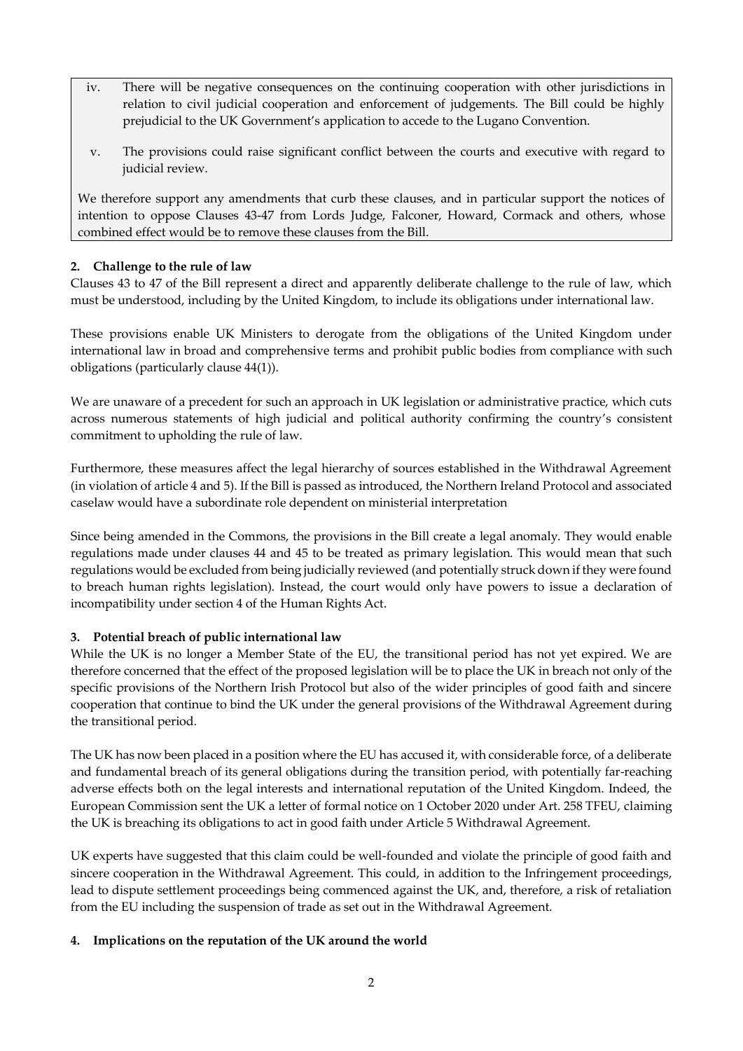iv. There will be negative consequences on the continuing cooperation with other jurisdictions in relation to civil judicial cooperation and enforcement of judgements. The Bill could be highly prejudicial to the UK Government's application to accede to the Lugano Convention.

v. The provisions could raise significant conflict between the courts and executive with regard to judicial review.

We therefore support any amendments that curb these clauses, and in particular support the notices of intention to oppose Clauses 43-47 from Lords Judge, Falconer, Howard, Cormack and others, whose combined effect would be to remove these clauses from the Bill.

**2. Challenge to the rule of law**

Clauses 43 to 47 of the Bill represent a direct and apparently deliberate challenge to the rule of law, which must be understood, including by the United Kingdom, to include its obligations under international law.

These provisions enable UK Ministers to derogate from the obligations of the United Kingdom under international law in broad and comprehensive terms and prohibit public bodies from compliance with such obligations (particularly clause 44(1)).

We are unaware of a precedent for such an approach in UK legislation or administrative practice, which cuts across numerous statements of high judicial and political authority confirming the country's consistent commitment to upholding the rule of law.

Furthermore, these measures affect the legal hierarchy of sources established in the Withdrawal Agreement (in violation of article 4 and 5). If the Bill is passed as introduced, the Northern Ireland Protocol and associated caselaw would have a subordinate role dependent on ministerial interpretation

Since being amended in the Commons, the provisions in the Bill create a legal anomaly. They would enable regulations made under clauses 44 and 45 to be treated as primary legislation. This would mean that such regulations would be excluded from being judicially reviewed (and potentially struck down if they were found to breach human rights legislation). Instead, the court would only have powers to issue a declaration of incompatibility under section 4 of the Human Rights Act.

**3. Potential breach of public international law**

While the UK is no longer a Member State of the EU, the transitional period has not yet expired. We are therefore concerned that the effect of the proposed legislation will be to place the UK in breach not only of the specific provisions of the Northern Irish Protocol but also of the wider principles of good faith and sincere cooperation that continue to bind the UK under the general provisions of the Withdrawal Agreement during the transitional period.

The UK has now been placed in a position where the EU has accused it, with considerable force, of a deliberate and fundamental breach of its general obligations during the transition period, with potentially far-reaching adverse effects both on the legal interests and international reputation of the United Kingdom. Indeed, the European Commission sent the UK a letter of formal notice on 1 October 2020 under Art. 258 TFEU, claiming the UK is breaching its obligations to act in good faith under Article 5 Withdrawal Agreement.

UK experts have suggested that this claim could be well-founded and violate the principle of good faith and sincere cooperation in the Withdrawal Agreement. This could, in addition to the Infringement proceedings, lead to dispute settlement proceedings being commenced against the UK, and, therefore, a risk of retaliation from the EU including the suspension of trade as set out in the Withdrawal Agreement.

**4. Implications on the reputation of the UK around the world**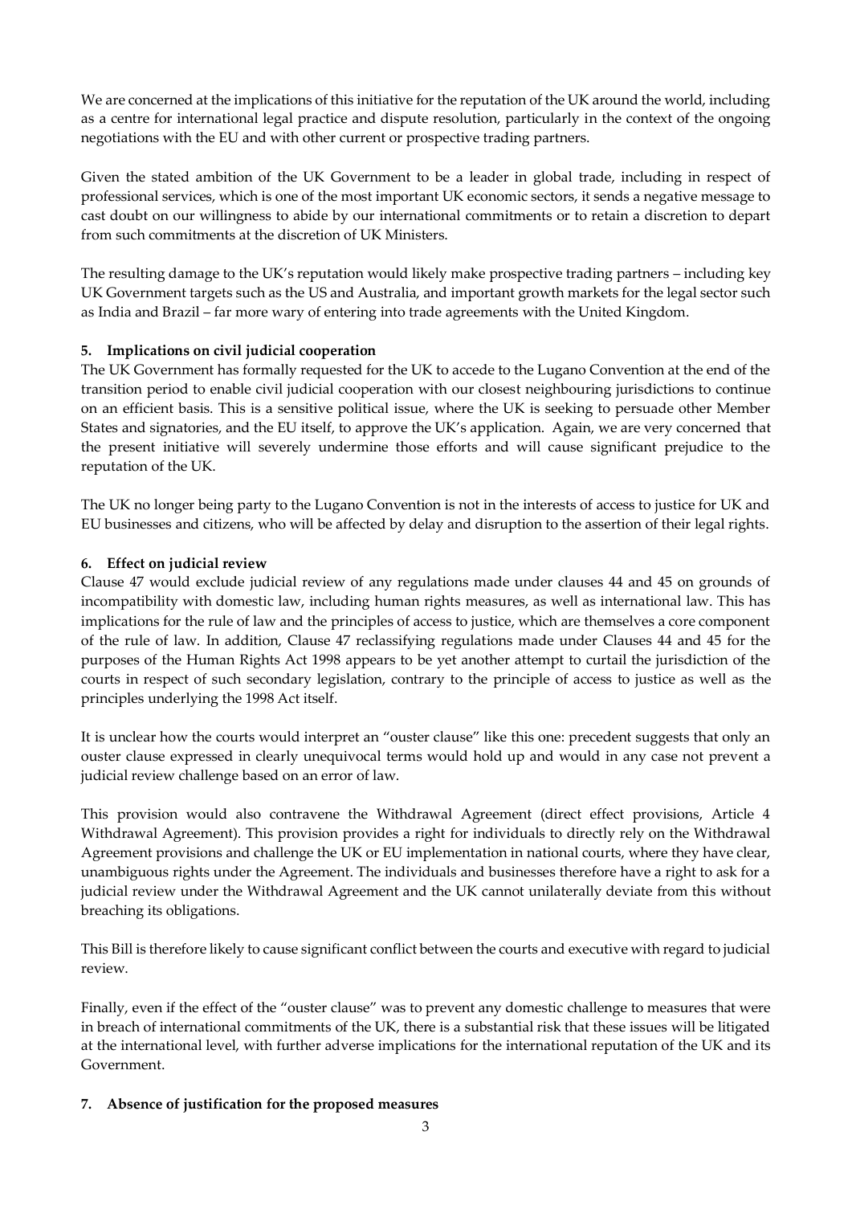We are concerned at the implications of this initiative for the reputation of the UK around the world, including as a centre for international legal practice and dispute resolution, particularly in the context of the ongoing negotiations with the EU and with other current or prospective trading partners.

Given the stated ambition of the UK Government to be a leader in global trade, including in respect of professional services, which is one of the most important UK economic sectors, it sends a negative message to cast doubt on our willingness to abide by our international commitments or to retain a discretion to depart from such commitments at the discretion of UK Ministers.

The resulting damage to the UK's reputation would likely make prospective trading partners – including key UK Government targets such as the US and Australia, and important growth markets for the legal sector such as India and Brazil – far more wary of entering into trade agreements with the United Kingdom.

## 5. Implications on civil judicial cooperation

The UK Government has formally requested for the UK to accede to the Lugano Convention at the end of the transition period to enable civil judicial cooperation with our closest neighbouring jurisdictions to continue on an efficient basis. This is a sensitive political issue, where the UK is seeking to persuade other Member States and signatories, and the EU itself, to approve the UK's application. Again, we are very concerned that the present initiative will severely undermine those efforts and will cause significant prejudice to the reputation of the UK.

The UK no longer being party to the Lugano Convention is not in the interests of access to justice for UK and EU businesses and citizens, who will be affected by delay and disruption to the assertion of their legal rights.

## 6. Effect on judicial review

Clause 47 would exclude judicial review of any regulations made under clauses 44 and 45 on grounds of incompatibility with domestic law, including human rights measures, as well as international law. This has implications for the rule of law and the principles of access to justice, which are themselves a core component of the rule of law. In addition, Clause 47 reclassifying regulations made under Clauses 44 and 45 for the purposes of the Human Rights Act 1998 appears to be yet another attempt to curtail the jurisdiction of the courts in respect of such secondary legislation, contrary to the principle of access to justice as well as the principles underlying the 1998 Act itself.

It is unclear how the courts would interpret an "ouster clause" like this one: precedent suggests that only an ouster clause expressed in clearly unequivocal terms would hold up and would in any case not prevent a judicial review challenge based on an error of law.

This provision would also contravene the Withdrawal Agreement (direct effect provisions, Article 4 Withdrawal Agreement). This provision provides a right for individuals to directly rely on the Withdrawal Agreement provisions and challenge the UK or EU implementation in national courts, where they have clear, unambiguous rights under the Agreement. The individuals and businesses therefore have a right to ask for a judicial review under the Withdrawal Agreement and the UK cannot unilaterally deviate from this without breaching its obligations.

This Bill is therefore likely to cause significant conflict between the courts and executive with regard to judicial review.

Finally, even if the effect of the "ouster clause" was to prevent any domestic challenge to measures that were in breach of international commitments of the UK, there is a substantial risk that these issues will be litigated at the international level, with further adverse implications for the international reputation of the UK and its Government.

## 7. Absence of justification for the proposed measures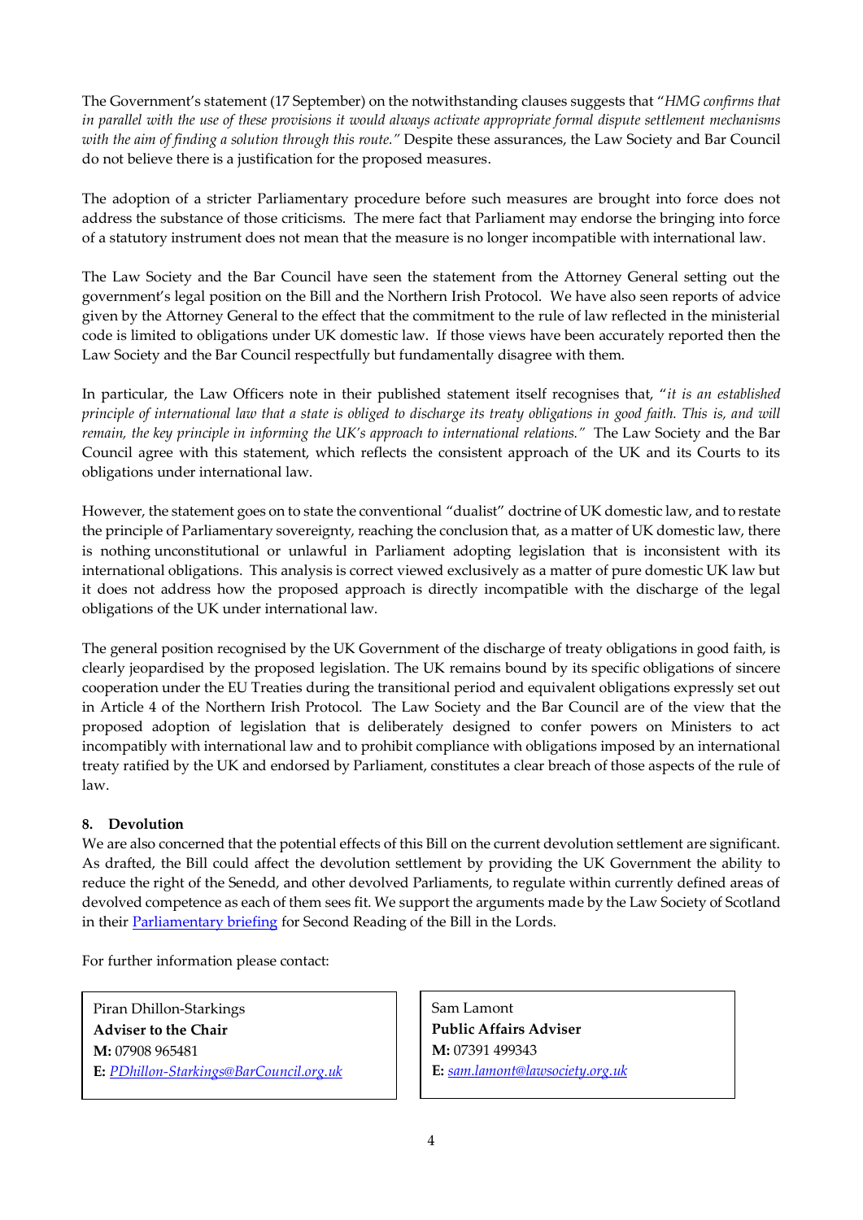The Government's statement (17 September) on the notwithstanding clauses suggests that "*HMG confirms that in parallel with the use of these provisions it would always activate appropriate formal dispute settlement mechanisms with the aim of finding a solution through this route.*" Despite these assurances, the Law Society and Bar Council do not believe there is a justification for the proposed measures.

The adoption of a stricter Parliamentary procedure before such measures are brought into force does not address the substance of those criticisms. The mere fact that Parliament may endorse the bringing into force of a statutory instrument does not mean that the measure is no longer incompatible with international law.

The Law Society and the Bar Council have seen the statement from the Attorney General setting out the government's legal position on the Bill and the Northern Irish Protocol. We have also seen reports of advice given by the Attorney General to the effect that the commitment to the rule of law reflected in the ministerial code is limited to obligations under UK domestic law. If those views have been accurately reported then the Law Society and the Bar Council respectfully but fundamentally disagree with them.

In particular, the Law Officers note in their published statement itself recognises that, "*it is an established principle of international law that a state is obliged to discharge its treaty obligations in good faith. This is, and will remain, the key principle in informing the UK's approach to international relations.*" The Law Society and the Bar Council agree with this statement, which reflects the consistent approach of the UK and its Courts to its obligations under international law.

However, the statement goes on to state the conventional "dualist" doctrine of UK domestic law, and to restate the principle of Parliamentary sovereignty, reaching the conclusion that, as a matter of UK domestic law, there is nothing unconstitutional or unlawful in Parliament adopting legislation that is inconsistent with its international obligations. This analysis is correct viewed exclusively as a matter of pure domestic UK law but it does not address how the proposed approach is directly incompatible with the discharge of the legal obligations of the UK under international law.

The general position recognised by the UK Government of the discharge of treaty obligations in good faith, is clearly jeopardised by the proposed legislation. The UK remains bound by its specific obligations of sincere cooperation under the EU Treaties during the transitional period and equivalent obligations expressly set out in Article 4 of the Northern Irish Protocol. The Law Society and the Bar Council are of the view that the proposed adoption of legislation that is deliberately designed to confer powers on Ministers to act incompatibly with international law and to prohibit compliance with obligations imposed by an international treaty ratified by the UK and endorsed by Parliament, constitutes a clear breach of those aspects of the rule of law.

### 8. Devolution

We are also concerned that the potential effects of this Bill on the current devolution settlement are significant. As drafted, the Bill could affect the devolution settlement by providing the UK Government the ability to reduce the right of the Senedd, and other devolved Parliaments, to regulate within currently defined areas of devolved competence as each of them sees fit. We support the arguments made by the Law Society of Scotland in their [Parliamentary briefing] for Second Reading of the Bill in the Lords.

For further information please contact:

| | |
|---|---|
| Piran Dhillon-Starkings<br>**Adviser to the Chair**<br>**M:** 07908 965481<br>**E:** *PDhillon-Starkings@BarCouncil.org.uk* | Sam Lamont<br>**Public Affairs Adviser**<br>**M:** 07391 499343<br>**E:** *sam.lamont@lawsociety.org.uk* |